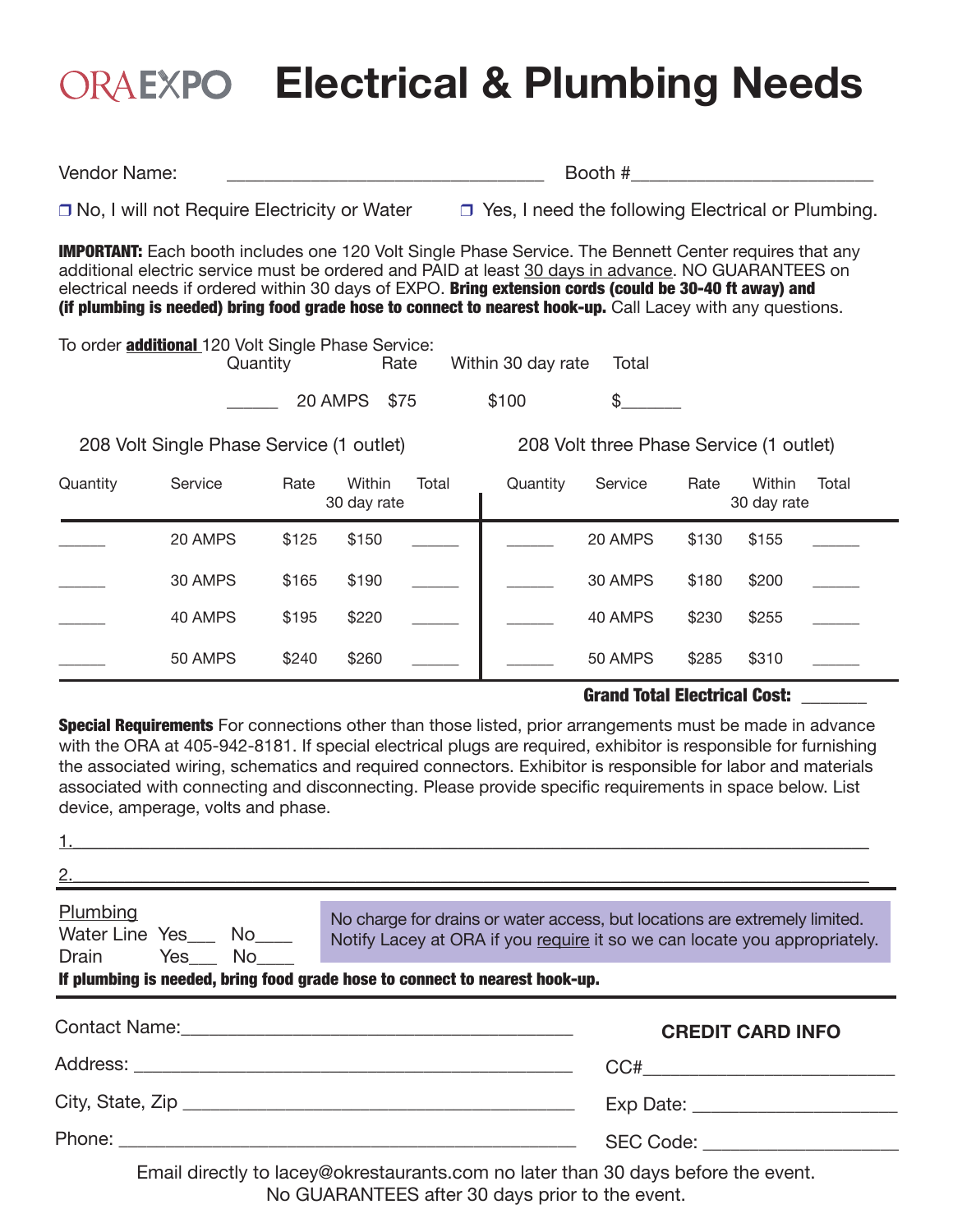# ORAEXPO Electrical & Plumbing Needs

Vendor Name: ________________________________ Booth #________________________

❒ No, I will not Require Electricity or Water ❒ Yes, I need the following Electrical or Plumbing.

**IMPORTANT:** Each booth includes one 120 Volt Single Phase Service. The Bennett Center requires that any additional electric service must be ordered and PAID at least 30 days in advance. NO GUARANTEES on electrical needs if ordered within 30 days of EXPO. **Bring extension cords (could be 30-40 ft away) and (if plumbing is needed) bring food grade hose to connect to nearest hook-up.** Call Lacey with any questions.

To order **additional** 120 Volt Single Phase Service:

| Quantity | | Rate | Within 30 day rate | Total |
|---|---|---|---|---|
| ______ | 20 AMPS | $75 | $100 | $______ |

| 208 Volt Single Phase Service (1 outlet) | | | | | 208 Volt three Phase Service (1 outlet) | | | | |
|---|---|---|---|---|---|---|---|---|---|
| Quantity | Service | Rate | Within 30 day rate | Total | Quantity | Service | Rate | Within 30 day rate | Total |
| ______ | 20 AMPS | $125 | $150 | ______ | ______ | 20 AMPS | $130 | $155 | ______ |
| ______ | 30 AMPS | $165 | $190 | ______ | ______ | 30 AMPS | $180 | $200 | ______ |
| ______ | 40 AMPS | $195 | $220 | ______ | ______ | 40 AMPS | $230 | $255 | ______ |
| ______ | 50 AMPS | $240 | $260 | ______ | ______ | 50 AMPS | $285 | $310 | ______ |

**Grand Total Electrical Cost:** _______

**Special Requirements** For connections other than those listed, prior arrangements must be made in advance with the ORA at 405-942-8181. If special electrical plugs are required, exhibitor is responsible for furnishing the associated wiring, schematics and required connectors. Exhibitor is responsible for labor and materials associated with connecting and disconnecting. Please provide specific requirements in space below. List device, amperage, volts and phase.

1. ________________________________________________________________________

2. ________________________________________________________________________

Plumbing

Water Line Yes___ No____

Drain Yes___ No____

No charge for drains or water access, but locations are extremely limited. Notify Lacey at ORA if you require it so we can locate you appropriately.

**If plumbing is needed, bring food grade hose to connect to nearest hook-up.**

Contact Name:________________________________________

Address: ____________________________________________

City, State, Zip ______________________________________

Phone: _____________________________________________

**CREDIT CARD INFO**

CC#________________________

Exp Date: ___________________

SEC Code: ___________________

Email directly to lacey@okrestaurants.com no later than 30 days before the event.
No GUARANTEES after 30 days prior to the event.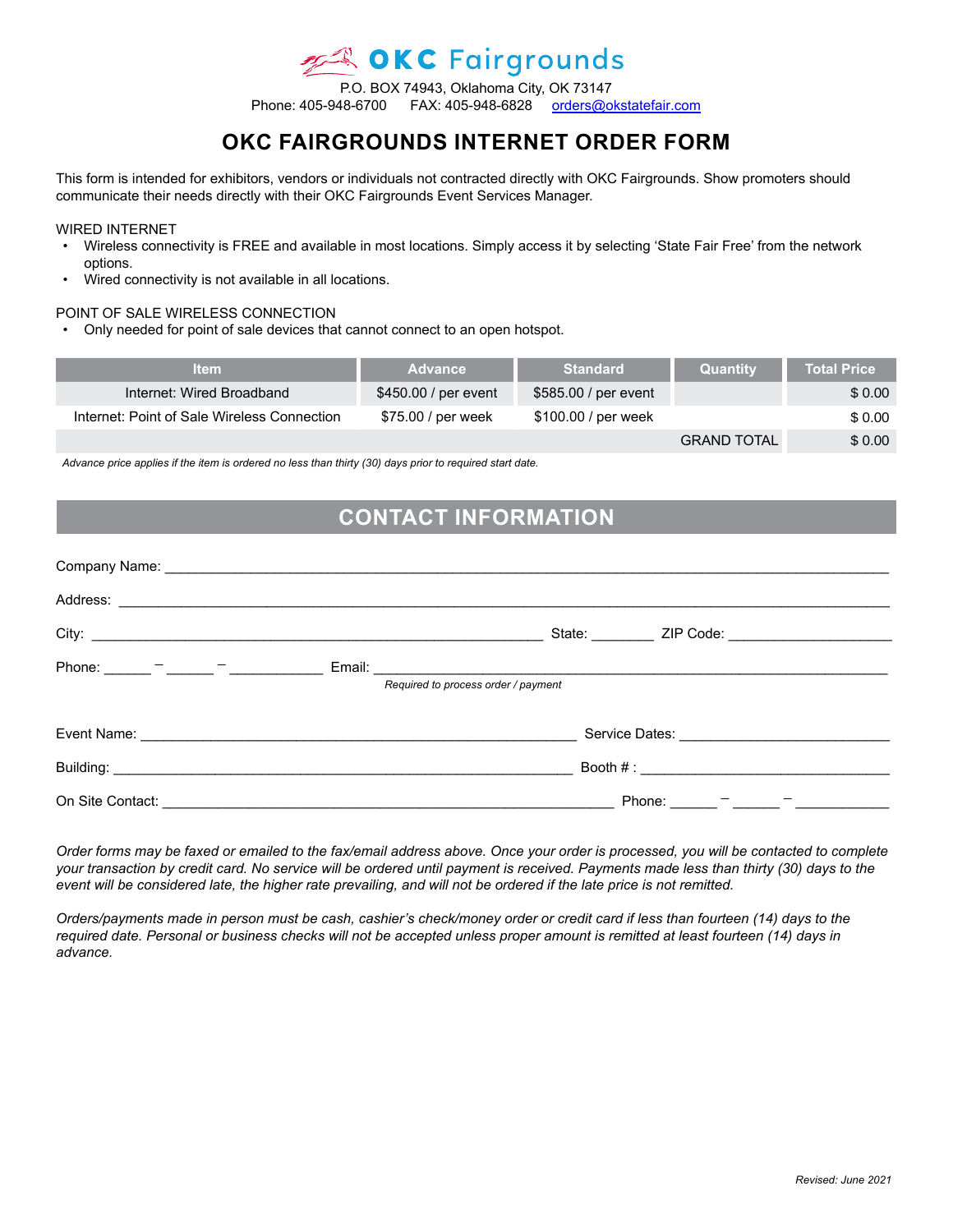OKC Fairgrounds

P.O. BOX 74943, Oklahoma City, OK 73147
Phone: 405-948-6700 FAX: 405-948-6828 orders@okstatefair.com

# OKC FAIRGROUNDS INTERNET ORDER FORM

This form is intended for exhibitors, vendors or individuals not contracted directly with OKC Fairgrounds. Show promoters should communicate their needs directly with their OKC Fairgrounds Event Services Manager.

WIRED INTERNET

- Wireless connectivity is FREE and available in most locations. Simply access it by selecting 'State Fair Free' from the network options.
- Wired connectivity is not available in all locations.

POINT OF SALE WIRELESS CONNECTION

- Only needed for point of sale devices that cannot connect to an open hotspot.

| Item | Advance | Standard | Quantity | Total Price |
|---|---|---|---|---|
| Internet: Wired Broadband | $450.00 / per event | $585.00 / per event | | $ 0.00 |
| Internet: Point of Sale Wireless Connection | $75.00 / per week | $100.00 / per week | | $ 0.00 |
| | | | GRAND TOTAL | $ 0.00 |

*Advance price applies if the item is ordered no less than thirty (30) days prior to required start date.*

## CONTACT INFORMATION

Company Name: ______________________________

Address: ______________________________

City: ______________________________ State: ________ ZIP Code: ____________________

Phone: ______ – ______ – ____________ Email: ______________________________
*Required to process order / payment*

Event Name: ______________________________ Service Dates: ______________________________

Building: ______________________________ Booth # : ______________________________

On Site Contact: ______________________________ Phone: ______ – ______ – ____________

*Order forms may be faxed or emailed to the fax/email address above. Once your order is processed, you will be contacted to complete your transaction by credit card. No service will be ordered until payment is received. Payments made less than thirty (30) days to the event will be considered late, the higher rate prevailing, and will not be ordered if the late price is not remitted.*

*Orders/payments made in person must be cash, cashier's check/money order or credit card if less than fourteen (14) days to the required date. Personal or business checks will not be accepted unless proper amount is remitted at least fourteen (14) days in advance.*

*Revised: June 2021*